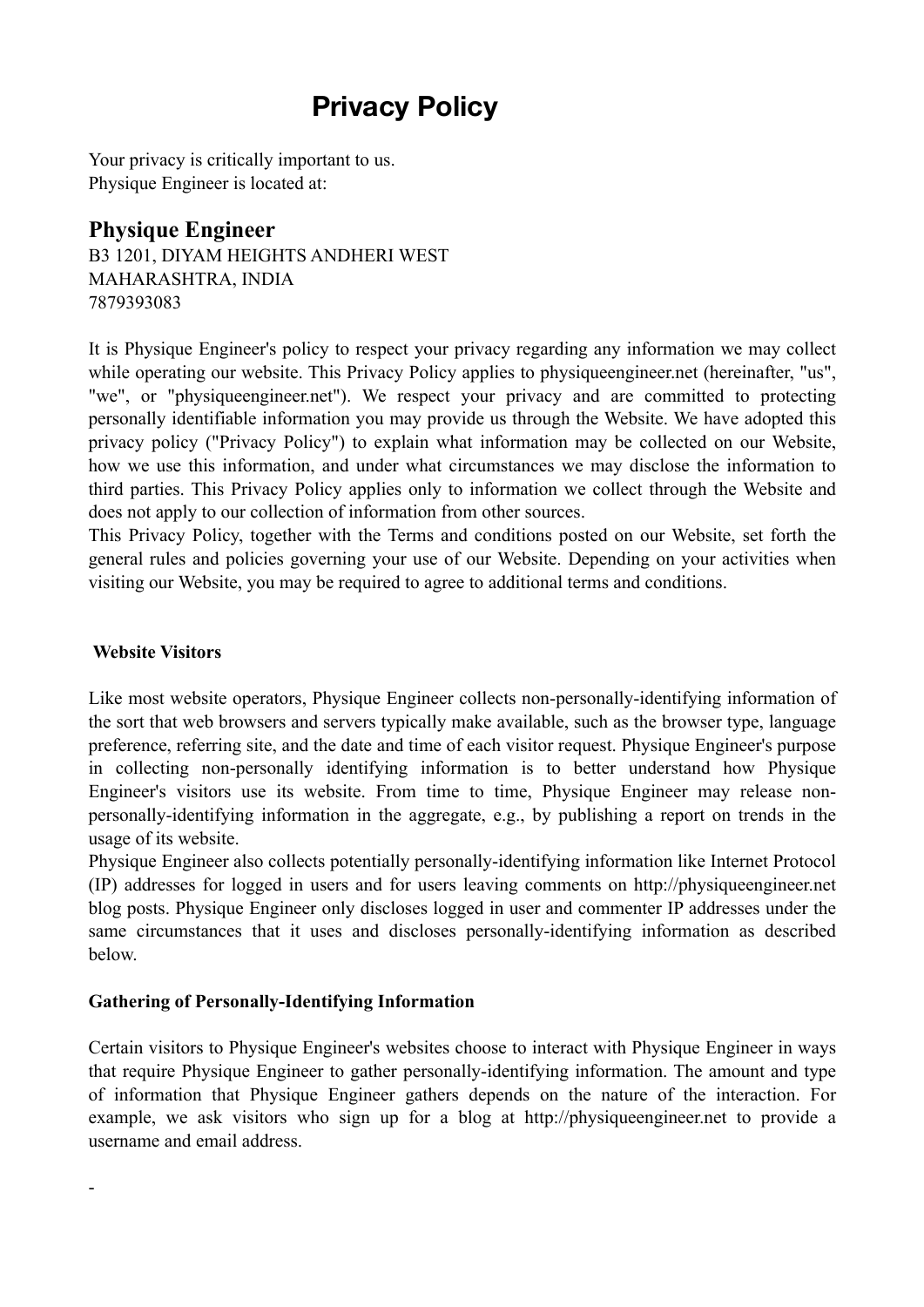# Privacy Policy

Your privacy is critically important to us.
Physique Engineer is located at:

## Physique Engineer

B3 1201, DIYAM HEIGHTS ANDHERI WEST
MAHARASHTRA, INDIA
7879393083

It is Physique Engineer's policy to respect your privacy regarding any information we may collect while operating our website. This Privacy Policy applies to physiqueengineer.net (hereinafter, "us", "we", or "physiqueengineer.net"). We respect your privacy and are committed to protecting personally identifiable information you may provide us through the Website. We have adopted this privacy policy ("Privacy Policy") to explain what information may be collected on our Website, how we use this information, and under what circumstances we may disclose the information to third parties. This Privacy Policy applies only to information we collect through the Website and does not apply to our collection of information from other sources.
This Privacy Policy, together with the Terms and conditions posted on our Website, set forth the general rules and policies governing your use of our Website. Depending on your activities when visiting our Website, you may be required to agree to additional terms and conditions.

### Website Visitors

Like most website operators, Physique Engineer collects non-personally-identifying information of the sort that web browsers and servers typically make available, such as the browser type, language preference, referring site, and the date and time of each visitor request. Physique Engineer's purpose in collecting non-personally identifying information is to better understand how Physique Engineer's visitors use its website. From time to time, Physique Engineer may release non-personally-identifying information in the aggregate, e.g., by publishing a report on trends in the usage of its website.
Physique Engineer also collects potentially personally-identifying information like Internet Protocol (IP) addresses for logged in users and for users leaving comments on http://physiqueengineer.net blog posts. Physique Engineer only discloses logged in user and commenter IP addresses under the same circumstances that it uses and discloses personally-identifying information as described below.

### Gathering of Personally-Identifying Information

Certain visitors to Physique Engineer's websites choose to interact with Physique Engineer in ways that require Physique Engineer to gather personally-identifying information. The amount and type of information that Physique Engineer gathers depends on the nature of the interaction. For example, we ask visitors who sign up for a blog at http://physiqueengineer.net to provide a username and email address.

-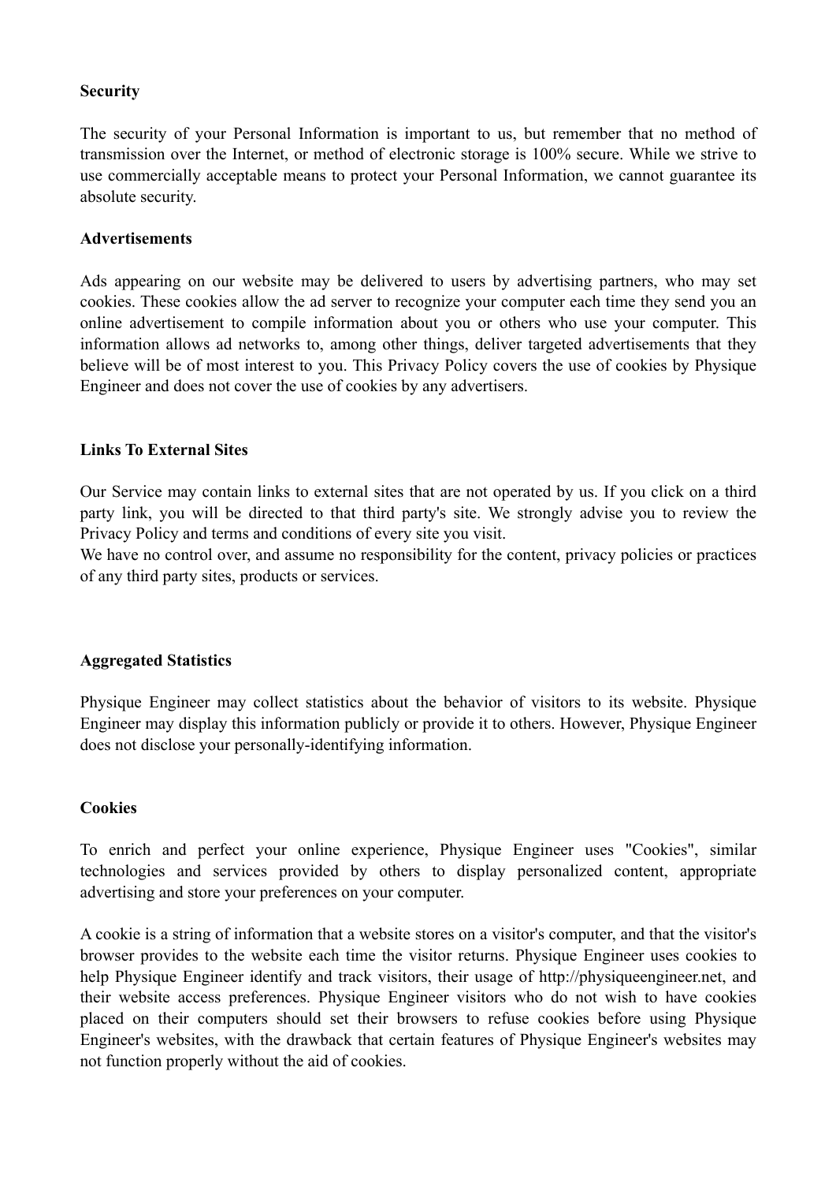**Security**

The security of your Personal Information is important to us, but remember that no method of transmission over the Internet, or method of electronic storage is 100% secure. While we strive to use commercially acceptable means to protect your Personal Information, we cannot guarantee its absolute security.

**Advertisements**

Ads appearing on our website may be delivered to users by advertising partners, who may set cookies. These cookies allow the ad server to recognize your computer each time they send you an online advertisement to compile information about you or others who use your computer. This information allows ad networks to, among other things, deliver targeted advertisements that they believe will be of most interest to you. This Privacy Policy covers the use of cookies by Physique Engineer and does not cover the use of cookies by any advertisers.

**Links To External Sites**

Our Service may contain links to external sites that are not operated by us. If you click on a third party link, you will be directed to that third party's site. We strongly advise you to review the Privacy Policy and terms and conditions of every site you visit.
We have no control over, and assume no responsibility for the content, privacy policies or practices of any third party sites, products or services.

**Aggregated Statistics**

Physique Engineer may collect statistics about the behavior of visitors to its website. Physique Engineer may display this information publicly or provide it to others. However, Physique Engineer does not disclose your personally-identifying information.

**Cookies**

To enrich and perfect your online experience, Physique Engineer uses "Cookies", similar technologies and services provided by others to display personalized content, appropriate advertising and store your preferences on your computer.

A cookie is a string of information that a website stores on a visitor's computer, and that the visitor's browser provides to the website each time the visitor returns. Physique Engineer uses cookies to help Physique Engineer identify and track visitors, their usage of http://physiqueengineer.net, and their website access preferences. Physique Engineer visitors who do not wish to have cookies placed on their computers should set their browsers to refuse cookies before using Physique Engineer's websites, with the drawback that certain features of Physique Engineer's websites may not function properly without the aid of cookies.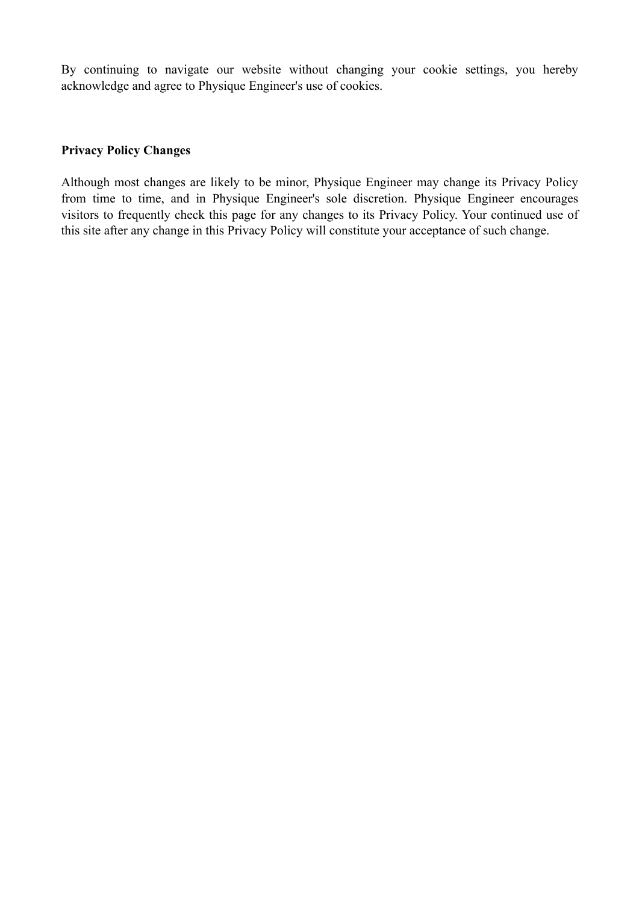By continuing to navigate our website without changing your cookie settings, you hereby acknowledge and agree to Physique Engineer's use of cookies.

**Privacy Policy Changes**

Although most changes are likely to be minor, Physique Engineer may change its Privacy Policy from time to time, and in Physique Engineer's sole discretion. Physique Engineer encourages visitors to frequently check this page for any changes to its Privacy Policy. Your continued use of this site after any change in this Privacy Policy will constitute your acceptance of such change.